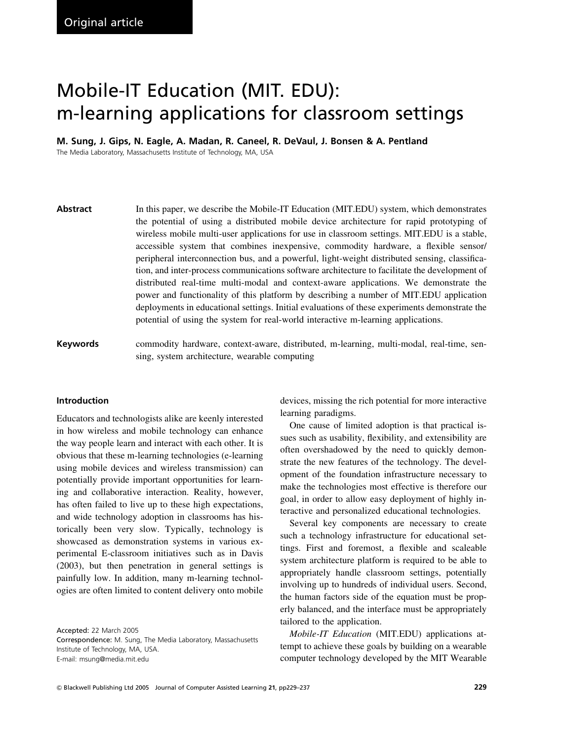Original article

# Mobile-IT Education (MIT. EDU): m-learning applications for classroom settings

**M. Sung, J. Gips, N. Eagle, A. Madan, R. Caneel, R. DeVaul, J. Bonsen & A. Pentland**

The Media Laboratory, Massachusetts Institute of Technology, MA, USA

**Abstract** In this paper, we describe the Mobile-IT Education (MIT.EDU) system, which demonstrates the potential of using a distributed mobile device architecture for rapid prototyping of wireless mobile multi-user applications for use in classroom settings. MIT.EDU is a stable, accessible system that combines inexpensive, commodity hardware, a flexible sensor/peripheral interconnection bus, and a powerful, light-weight distributed sensing, classification, and inter-process communications software architecture to facilitate the development of distributed real-time multi-modal and context-aware applications. We demonstrate the power and functionality of this platform by describing a number of MIT.EDU application deployments in educational settings. Initial evaluations of these experiments demonstrate the potential of using the system for real-world interactive m-learning applications.

**Keywords** commodity hardware, context-aware, distributed, m-learning, multi-modal, real-time, sensing, system architecture, wearable computing

## Introduction

Educators and technologists alike are keenly interested in how wireless and mobile technology can enhance the way people learn and interact with each other. It is obvious that these m-learning technologies (e-learning using mobile devices and wireless transmission) can potentially provide important opportunities for learning and collaborative interaction. Reality, however, has often failed to live up to these high expectations, and wide technology adoption in classrooms has historically been very slow. Typically, technology is showcased as demonstration systems in various experimental E-classroom initiatives such as in Davis (2003), but then penetration in general settings is painfully low. In addition, many m-learning technologies are often limited to content delivery onto mobile devices, missing the rich potential for more interactive learning paradigms.

One cause of limited adoption is that practical issues such as usability, flexibility, and extensibility are often overshadowed by the need to quickly demonstrate the new features of the technology. The development of the foundation infrastructure necessary to make the technologies most effective is therefore our goal, in order to allow easy deployment of highly interactive and personalized educational technologies.

Several key components are necessary to create such a technology infrastructure for educational settings. First and foremost, a flexible and scaleable system architecture platform is required to be able to appropriately handle classroom settings, potentially involving up to hundreds of individual users. Second, the human factors side of the equation must be properly balanced, and the interface must be appropriately tailored to the application.

*Mobile-IT Education* (MIT.EDU) applications attempt to achieve these goals by building on a wearable computer technology developed by the MIT Wearable

Accepted: 22 March 2005
Correspondence: M. Sung, The Media Laboratory, Massachusetts Institute of Technology, MA, USA.
E-mail: msung@media.mit.edu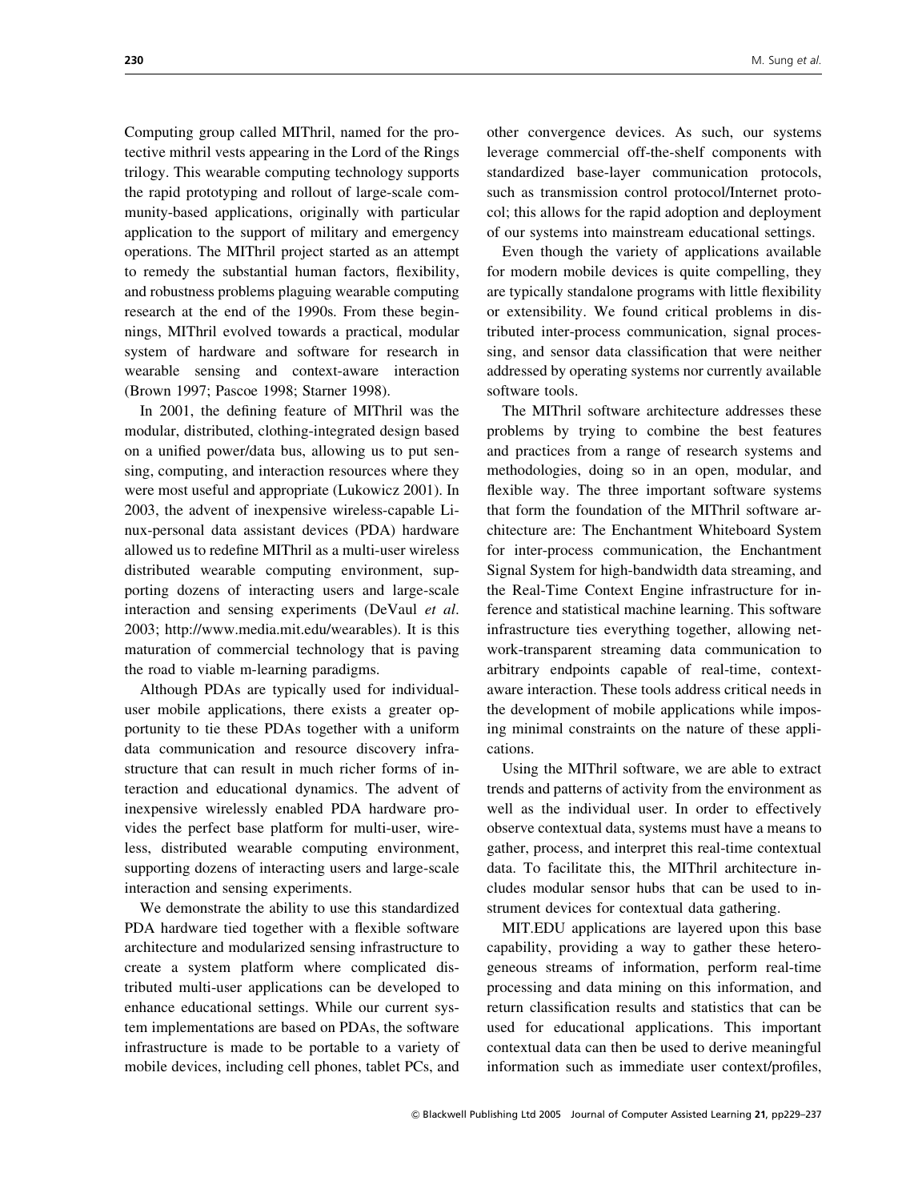Computing group called MIThril, named for the protective mithril vests appearing in the Lord of the Rings trilogy. This wearable computing technology supports the rapid prototyping and rollout of large-scale community-based applications, originally with particular application to the support of military and emergency operations. The MIThril project started as an attempt to remedy the substantial human factors, flexibility, and robustness problems plaguing wearable computing research at the end of the 1990s. From these beginnings, MIThril evolved towards a practical, modular system of hardware and software for research in wearable sensing and context-aware interaction (Brown 1997; Pascoe 1998; Starner 1998).

In 2001, the defining feature of MIThril was the modular, distributed, clothing-integrated design based on a unified power/data bus, allowing us to put sensing, computing, and interaction resources where they were most useful and appropriate (Lukowicz 2001). In 2003, the advent of inexpensive wireless-capable Linux-personal data assistant devices (PDA) hardware allowed us to redefine MIThril as a multi-user wireless distributed wearable computing environment, supporting dozens of interacting users and large-scale interaction and sensing experiments (DeVaul *et al*. 2003; http://www.media.mit.edu/wearables). It is this maturation of commercial technology that is paving the road to viable m-learning paradigms.

Although PDAs are typically used for individual-user mobile applications, there exists a greater opportunity to tie these PDAs together with a uniform data communication and resource discovery infrastructure that can result in much richer forms of interaction and educational dynamics. The advent of inexpensive wirelessly enabled PDA hardware provides the perfect base platform for multi-user, wireless, distributed wearable computing environment, supporting dozens of interacting users and large-scale interaction and sensing experiments.

We demonstrate the ability to use this standardized PDA hardware tied together with a flexible software architecture and modularized sensing infrastructure to create a system platform where complicated distributed multi-user applications can be developed to enhance educational settings. While our current system implementations are based on PDAs, the software infrastructure is made to be portable to a variety of mobile devices, including cell phones, tablet PCs, and other convergence devices. As such, our systems leverage commercial off-the-shelf components with standardized base-layer communication protocols, such as transmission control protocol/Internet protocol; this allows for the rapid adoption and deployment of our systems into mainstream educational settings.

Even though the variety of applications available for modern mobile devices is quite compelling, they are typically standalone programs with little flexibility or extensibility. We found critical problems in distributed inter-process communication, signal processing, and sensor data classification that were neither addressed by operating systems nor currently available software tools.

The MIThril software architecture addresses these problems by trying to combine the best features and practices from a range of research systems and methodologies, doing so in an open, modular, and flexible way. The three important software systems that form the foundation of the MIThril software architecture are: The Enchantment Whiteboard System for inter-process communication, the Enchantment Signal System for high-bandwidth data streaming, and the Real-Time Context Engine infrastructure for inference and statistical machine learning. This software infrastructure ties everything together, allowing network-transparent streaming data communication to arbitrary endpoints capable of real-time, context-aware interaction. These tools address critical needs in the development of mobile applications while imposing minimal constraints on the nature of these applications.

Using the MIThril software, we are able to extract trends and patterns of activity from the environment as well as the individual user. In order to effectively observe contextual data, systems must have a means to gather, process, and interpret this real-time contextual data. To facilitate this, the MIThril architecture includes modular sensor hubs that can be used to instrument devices for contextual data gathering.

MIT.EDU applications are layered upon this base capability, providing a way to gather these heterogeneous streams of information, perform real-time processing and data mining on this information, and return classification results and statistics that can be used for educational applications. This important contextual data can then be used to derive meaningful information such as immediate user context/profiles,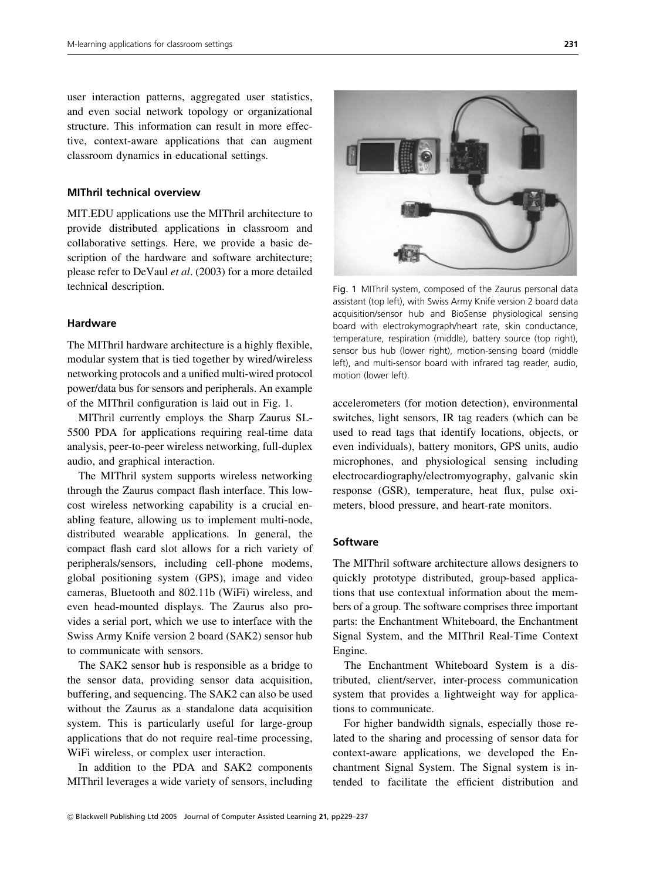user interaction patterns, aggregated user statistics, and even social network topology or organizational structure. This information can result in more effective, context-aware applications that can augment classroom dynamics in educational settings.

### MIThril technical overview

MIT.EDU applications use the MIThril architecture to provide distributed applications in classroom and collaborative settings. Here, we provide a basic description of the hardware and software architecture; please refer to DeVaul *et al*. (2003) for a more detailed technical description.

### Hardware

The MIThril hardware architecture is a highly flexible, modular system that is tied together by wired/wireless networking protocols and a unified multi-wired protocol power/data bus for sensors and peripherals. An example of the MIThril configuration is laid out in Fig. 1.

MIThril currently employs the Sharp Zaurus SL-5500 PDA for applications requiring real-time data analysis, peer-to-peer wireless networking, full-duplex audio, and graphical interaction.

The MIThril system supports wireless networking through the Zaurus compact flash interface. This low-cost wireless networking capability is a crucial enabling feature, allowing us to implement multi-node, distributed wearable applications. In general, the compact flash card slot allows for a rich variety of peripherals/sensors, including cell-phone modems, global positioning system (GPS), image and video cameras, Bluetooth and 802.11b (WiFi) wireless, and even head-mounted displays. The Zaurus also provides a serial port, which we use to interface with the Swiss Army Knife version 2 board (SAK2) sensor hub to communicate with sensors.

The SAK2 sensor hub is responsible as a bridge to the sensor data, providing sensor data acquisition, buffering, and sequencing. The SAK2 can also be used without the Zaurus as a standalone data acquisition system. This is particularly useful for large-group applications that do not require real-time processing, WiFi wireless, or complex user interaction.

In addition to the PDA and SAK2 components MIThril leverages a wide variety of sensors, including accelerometers (for motion detection), environmental switches, light sensors, IR tag readers (which can be used to read tags that identify locations, objects, or even individuals), battery monitors, GPS units, audio microphones, and physiological sensing including electrocardiography/electromyography, galvanic skin response (GSR), temperature, heat flux, pulse oximeters, blood pressure, and heart-rate monitors.

Fig. 1 MIThril system, composed of the Zaurus personal data assistant (top left), with Swiss Army Knife version 2 board data acquisition/sensor hub and BioSense physiological sensing board with electrokymograph/heart rate, skin conductance, temperature, respiration (middle), battery source (top right), sensor bus hub (lower right), motion-sensing board (middle left), and multi-sensor board with infrared tag reader, audio, motion (lower left).

### Software

The MIThril software architecture allows designers to quickly prototype distributed, group-based applications that use contextual information about the members of a group. The software comprises three important parts: the Enchantment Whiteboard, the Enchantment Signal System, and the MIThril Real-Time Context Engine.

The Enchantment Whiteboard System is a distributed, client/server, inter-process communication system that provides a lightweight way for applications to communicate.

For higher bandwidth signals, especially those related to the sharing and processing of sensor data for context-aware applications, we developed the Enchantment Signal System. The Signal system is intended to facilitate the efficient distribution and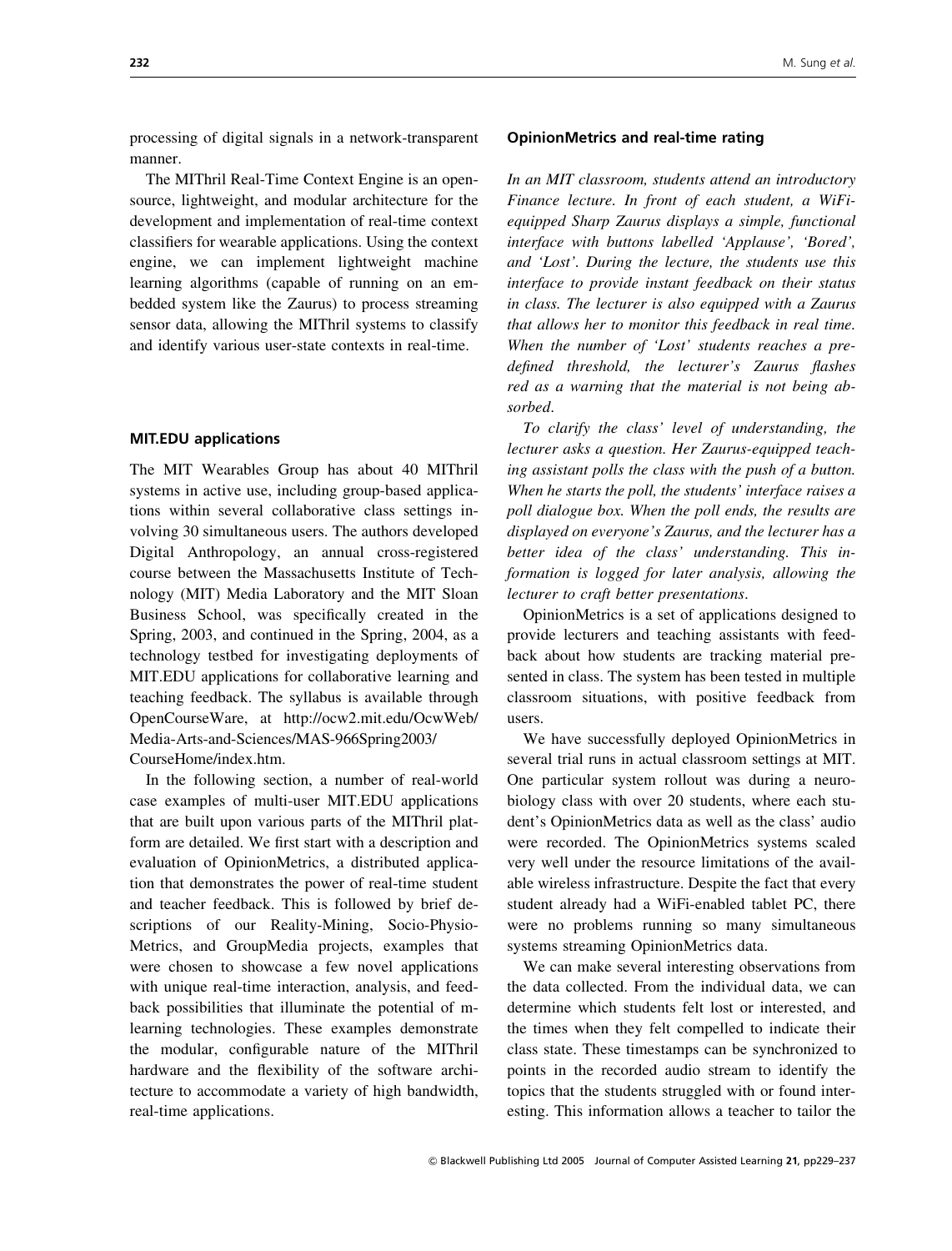processing of digital signals in a network-transparent manner.

The MIThril Real-Time Context Engine is an open-source, lightweight, and modular architecture for the development and implementation of real-time context classifiers for wearable applications. Using the context engine, we can implement lightweight machine learning algorithms (capable of running on an embedded system like the Zaurus) to process streaming sensor data, allowing the MIThril systems to classify and identify various user-state contexts in real-time.

### MIT.EDU applications

The MIT Wearables Group has about 40 MIThril systems in active use, including group-based applications within several collaborative class settings involving 30 simultaneous users. The authors developed Digital Anthropology, an annual cross-registered course between the Massachusetts Institute of Technology (MIT) Media Laboratory and the MIT Sloan Business School, was specifically created in the Spring, 2003, and continued in the Spring, 2004, as a technology testbed for investigating deployments of MIT.EDU applications for collaborative learning and teaching feedback. The syllabus is available through OpenCourseWare, at http://ocw2.mit.edu/OcwWeb/Media-Arts-and-Sciences/MAS-966Spring2003/CourseHome/index.htm.

In the following section, a number of real-world case examples of multi-user MIT.EDU applications that are built upon various parts of the MIThril platform are detailed. We first start with a description and evaluation of OpinionMetrics, a distributed application that demonstrates the power of real-time student and teacher feedback. This is followed by brief descriptions of our Reality-Mining, Socio-Physio-Metrics, and GroupMedia projects, examples that were chosen to showcase a few novel applications with unique real-time interaction, analysis, and feedback possibilities that illuminate the potential of m-learning technologies. These examples demonstrate the modular, configurable nature of the MIThril hardware and the flexibility of the software architecture to accommodate a variety of high bandwidth, real-time applications.

### OpinionMetrics and real-time rating

*In an MIT classroom, students attend an introductory Finance lecture. In front of each student, a WiFi-equipped Sharp Zaurus displays a simple, functional interface with buttons labelled 'Applause', 'Bored', and 'Lost'. During the lecture, the students use this interface to provide instant feedback on their status in class. The lecturer is also equipped with a Zaurus that allows her to monitor this feedback in real time. When the number of 'Lost' students reaches a predefined threshold, the lecturer's Zaurus flashes red as a warning that the material is not being absorbed.*

*To clarify the class' level of understanding, the lecturer asks a question. Her Zaurus-equipped teaching assistant polls the class with the push of a button. When he starts the poll, the students' interface raises a poll dialogue box. When the poll ends, the results are displayed on everyone's Zaurus, and the lecturer has a better idea of the class' understanding. This information is logged for later analysis, allowing the lecturer to craft better presentations.*

OpinionMetrics is a set of applications designed to provide lecturers and teaching assistants with feedback about how students are tracking material presented in class. The system has been tested in multiple classroom situations, with positive feedback from users.

We have successfully deployed OpinionMetrics in several trial runs in actual classroom settings at MIT. One particular system rollout was during a neurobiology class with over 20 students, where each student's OpinionMetrics data as well as the class' audio were recorded. The OpinionMetrics systems scaled very well under the resource limitations of the available wireless infrastructure. Despite the fact that every student already had a WiFi-enabled tablet PC, there were no problems running so many simultaneous systems streaming OpinionMetrics data.

We can make several interesting observations from the data collected. From the individual data, we can determine which students felt lost or interested, and the times when they felt compelled to indicate their class state. These timestamps can be synchronized to points in the recorded audio stream to identify the topics that the students struggled with or found interesting. This information allows a teacher to tailor the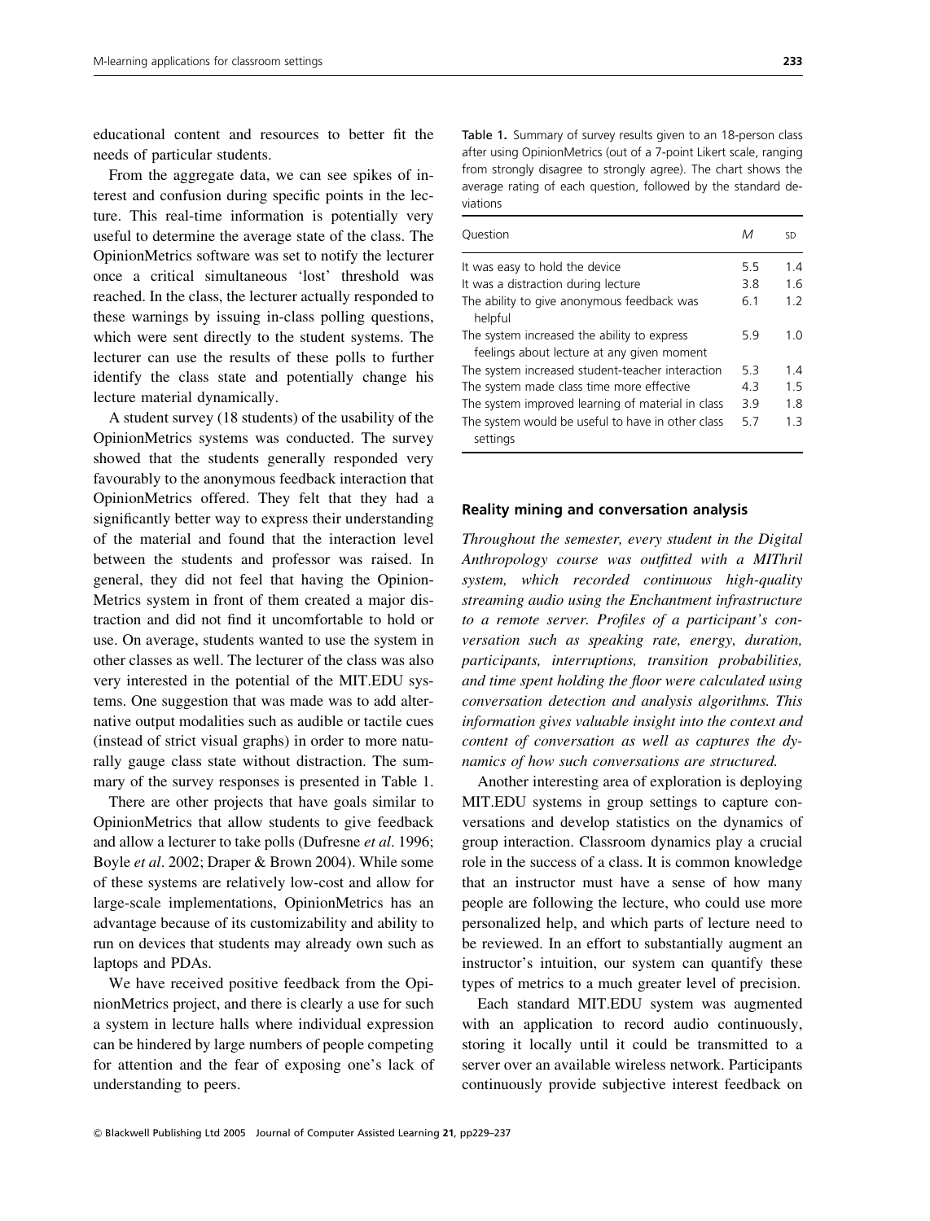educational content and resources to better fit the needs of particular students.

From the aggregate data, we can see spikes of interest and confusion during specific points in the lecture. This real-time information is potentially very useful to determine the average state of the class. The OpinionMetrics software was set to notify the lecturer once a critical simultaneous 'lost' threshold was reached. In the class, the lecturer actually responded to these warnings by issuing in-class polling questions, which were sent directly to the student systems. The lecturer can use the results of these polls to further identify the class state and potentially change his lecture material dynamically.

A student survey (18 students) of the usability of the OpinionMetrics systems was conducted. The survey showed that the students generally responded very favourably to the anonymous feedback interaction that OpinionMetrics offered. They felt that they had a significantly better way to express their understanding of the material and found that the interaction level between the students and professor was raised. In general, they did not feel that having the OpinionMetrics system in front of them created a major distraction and did not find it uncomfortable to hold or use. On average, students wanted to use the system in other classes as well. The lecturer of the class was also very interested in the potential of the MIT.EDU systems. One suggestion that was made was to add alternative output modalities such as audible or tactile cues (instead of strict visual graphs) in order to more naturally gauge class state without distraction. The summary of the survey responses is presented in Table 1.

There are other projects that have goals similar to OpinionMetrics that allow students to give feedback and allow a lecturer to take polls (Dufresne *et al*. 1996; Boyle *et al*. 2002; Draper & Brown 2004). While some of these systems are relatively low-cost and allow for large-scale implementations, OpinionMetrics has an advantage because of its customizability and ability to run on devices that students may already own such as laptops and PDAs.

We have received positive feedback from the OpinionMetrics project, and there is clearly a use for such a system in lecture halls where individual expression can be hindered by large numbers of people competing for attention and the fear of exposing one's lack of understanding to peers.

Table 1. Summary of survey results given to an 18-person class after using OpinionMetrics (out of a 7-point Likert scale, ranging from strongly disagree to strongly agree). The chart shows the average rating of each question, followed by the standard deviations

| Question | *M* | SD |
|---|---|---|
| It was easy to hold the device | 5.5 | 1.4 |
| It was a distraction during lecture | 3.8 | 1.6 |
| The ability to give anonymous feedback was helpful | 6.1 | 1.2 |
| The system increased the ability to express feelings about lecture at any given moment | 5.9 | 1.0 |
| The system increased student-teacher interaction | 5.3 | 1.4 |
| The system made class time more effective | 4.3 | 1.5 |
| The system improved learning of material in class | 3.9 | 1.8 |
| The system would be useful to have in other class settings | 5.7 | 1.3 |

### Reality mining and conversation analysis

*Throughout the semester, every student in the Digital Anthropology course was outfitted with a MIThril system, which recorded continuous high-quality streaming audio using the Enchantment infrastructure to a remote server. Profiles of a participant's conversation such as speaking rate, energy, duration, participants, interruptions, transition probabilities, and time spent holding the floor were calculated using conversation detection and analysis algorithms. This information gives valuable insight into the context and content of conversation as well as captures the dynamics of how such conversations are structured.*

Another interesting area of exploration is deploying MIT.EDU systems in group settings to capture conversations and develop statistics on the dynamics of group interaction. Classroom dynamics play a crucial role in the success of a class. It is common knowledge that an instructor must have a sense of how many people are following the lecture, who could use more personalized help, and which parts of lecture need to be reviewed. In an effort to substantially augment an instructor's intuition, our system can quantify these types of metrics to a much greater level of precision.

Each standard MIT.EDU system was augmented with an application to record audio continuously, storing it locally until it could be transmitted to a server over an available wireless network. Participants continuously provide subjective interest feedback on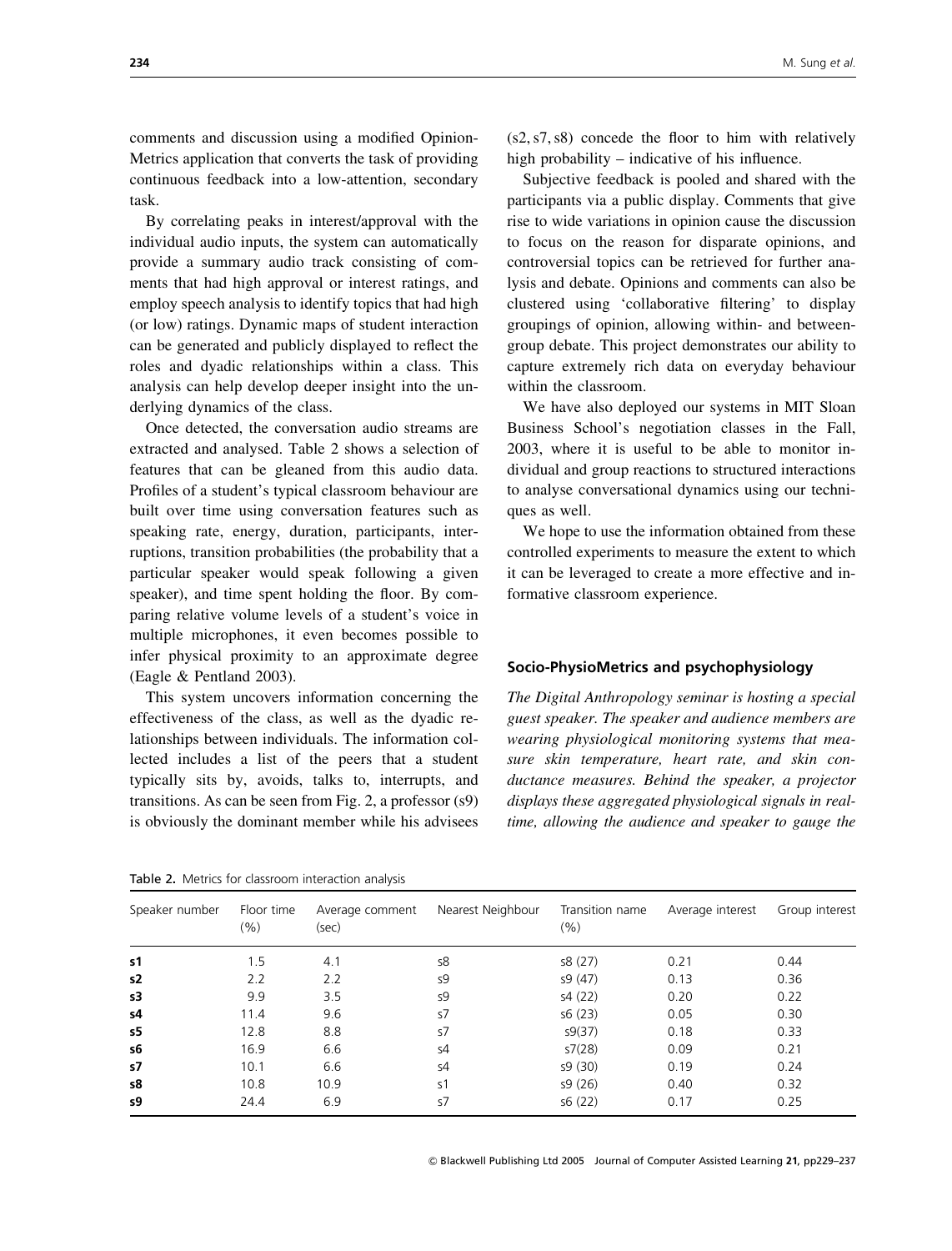comments and discussion using a modified OpinionMetrics application that converts the task of providing continuous feedback into a low-attention, secondary task.

By correlating peaks in interest/approval with the individual audio inputs, the system can automatically provide a summary audio track consisting of comments that had high approval or interest ratings, and employ speech analysis to identify topics that had high (or low) ratings. Dynamic maps of student interaction can be generated and publicly displayed to reflect the roles and dyadic relationships within a class. This analysis can help develop deeper insight into the underlying dynamics of the class.

Once detected, the conversation audio streams are extracted and analysed. Table 2 shows a selection of features that can be gleaned from this audio data. Profiles of a student's typical classroom behaviour are built over time using conversation features such as speaking rate, energy, duration, participants, interruptions, transition probabilities (the probability that a particular speaker would speak following a given speaker), and time spent holding the floor. By comparing relative volume levels of a student's voice in multiple microphones, it even becomes possible to infer physical proximity to an approximate degree (Eagle & Pentland 2003).

This system uncovers information concerning the effectiveness of the class, as well as the dyadic relationships between individuals. The information collected includes a list of the peers that a student typically sits by, avoids, talks to, interrupts, and transitions. As can be seen from Fig. 2, a professor (s9) is obviously the dominant member while his advisees (s2, s7, s8) concede the floor to him with relatively high probability – indicative of his influence.

Subjective feedback is pooled and shared with the participants via a public display. Comments that give rise to wide variations in opinion cause the discussion to focus on the reason for disparate opinions, and controversial topics can be retrieved for further analysis and debate. Opinions and comments can also be clustered using 'collaborative filtering' to display groupings of opinion, allowing within- and between-group debate. This project demonstrates our ability to capture extremely rich data on everyday behaviour within the classroom.

We have also deployed our systems in MIT Sloan Business School's negotiation classes in the Fall, 2003, where it is useful to be able to monitor individual and group reactions to structured interactions to analyse conversational dynamics using our techniques as well.

We hope to use the information obtained from these controlled experiments to measure the extent to which it can be leveraged to create a more effective and informative classroom experience.

## Socio-PhysioMetrics and psychophysiology

*The Digital Anthropology seminar is hosting a special guest speaker. The speaker and audience members are wearing physiological monitoring systems that measure skin temperature, heart rate, and skin conductance measures. Behind the speaker, a projector displays these aggregated physiological signals in real-time, allowing the audience and speaker to gauge the*

Table 2. Metrics for classroom interaction analysis

| Speaker number | Floor time (%) | Average comment (sec) | Nearest Neighbour | Transition name (%) | Average interest | Group interest |
|---|---|---|---|---|---|---|
| **s1** | 1.5 | 4.1 | s8 | s8 (27) | 0.21 | 0.44 |
| **s2** | 2.2 | 2.2 | s9 | s9 (47) | 0.13 | 0.36 |
| **s3** | 9.9 | 3.5 | s9 | s4 (22) | 0.20 | 0.22 |
| **s4** | 11.4 | 9.6 | s7 | s6 (23) | 0.05 | 0.30 |
| **s5** | 12.8 | 8.8 | s7 | s9(37) | 0.18 | 0.33 |
| **s6** | 16.9 | 6.6 | s4 | s7(28) | 0.09 | 0.21 |
| **s7** | 10.1 | 6.6 | s4 | s9 (30) | 0.19 | 0.24 |
| **s8** | 10.8 | 10.9 | s1 | s9 (26) | 0.40 | 0.32 |
| **s9** | 24.4 | 6.9 | s7 | s6 (22) | 0.17 | 0.25 |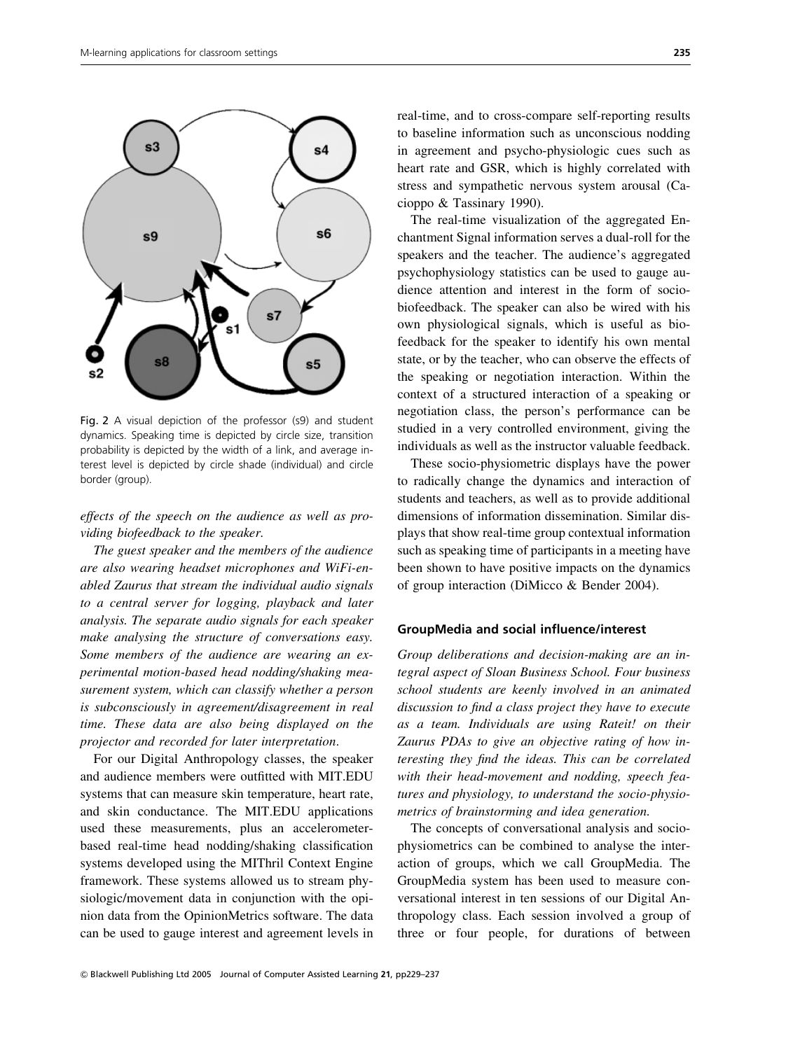Fig. 2 A visual depiction of the professor (s9) and student dynamics. Speaking time is depicted by circle size, transition probability is depicted by the width of a link, and average interest level is depicted by circle shade (individual) and circle border (group).

*effects of the speech on the audience as well as providing biofeedback to the speaker.*

*The guest speaker and the members of the audience are also wearing headset microphones and WiFi-enabled Zaurus that stream the individual audio signals to a central server for logging, playback and later analysis. The separate audio signals for each speaker make analysing the structure of conversations easy. Some members of the audience are wearing an experimental motion-based head nodding/shaking measurement system, which can classify whether a person is subconsciously in agreement/disagreement in real time. These data are also being displayed on the projector and recorded for later interpretation.*

For our Digital Anthropology classes, the speaker and audience members were outfitted with MIT.EDU systems that can measure skin temperature, heart rate, and skin conductance. The MIT.EDU applications used these measurements, plus an accelerometer-based real-time head nodding/shaking classification systems developed using the MIThril Context Engine framework. These systems allowed us to stream physiologic/movement data in conjunction with the opinion data from the OpinionMetrics software. The data can be used to gauge interest and agreement levels in real-time, and to cross-compare self-reporting results to baseline information such as unconscious nodding in agreement and psycho-physiologic cues such as heart rate and GSR, which is highly correlated with stress and sympathetic nervous system arousal (Cacioppo & Tassinary 1990).

The real-time visualization of the aggregated Enchantment Signal information serves a dual-roll for the speakers and the teacher. The audience's aggregated psychophysiology statistics can be used to gauge audience attention and interest in the form of socio-biofeedback. The speaker can also be wired with his own physiological signals, which is useful as biofeedback for the speaker to identify his own mental state, or by the teacher, who can observe the effects of the speaking or negotiation interaction. Within the context of a structured interaction of a speaking or negotiation class, the person's performance can be studied in a very controlled environment, giving the individuals as well as the instructor valuable feedback.

These socio-physiometric displays have the power to radically change the dynamics and interaction of students and teachers, as well as to provide additional dimensions of information dissemination. Similar displays that show real-time group contextual information such as speaking time of participants in a meeting have been shown to have positive impacts on the dynamics of group interaction (DiMicco & Bender 2004).

### GroupMedia and social influence/interest

*Group deliberations and decision-making are an integral aspect of Sloan Business School. Four business school students are keenly involved in an animated discussion to find a class project they have to execute as a team. Individuals are using Rateit! on their Zaurus PDAs to give an objective rating of how interesting they find the ideas. This can be correlated with their head-movement and nodding, speech features and physiology, to understand the socio-physiometrics of brainstorming and idea generation.*

The concepts of conversational analysis and socio-physiometrics can be combined to analyse the interaction of groups, which we call GroupMedia. The GroupMedia system has been used to measure conversational interest in ten sessions of our Digital Anthropology class. Each session involved a group of three or four people, for durations of between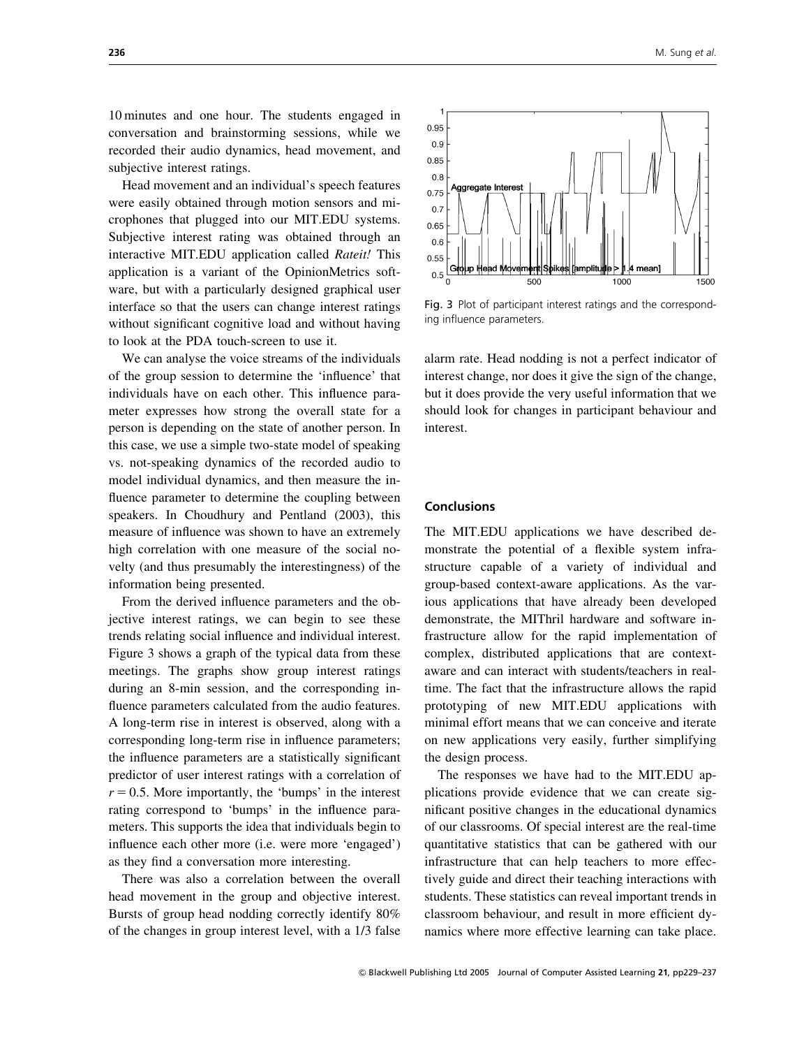10 minutes and one hour. The students engaged in conversation and brainstorming sessions, while we recorded their audio dynamics, head movement, and subjective interest ratings.

Head movement and an individual's speech features were easily obtained through motion sensors and microphones that plugged into our MIT.EDU systems. Subjective interest rating was obtained through an interactive MIT.EDU application called *Rateit!* This application is a variant of the OpinionMetrics software, but with a particularly designed graphical user interface so that the users can change interest ratings without significant cognitive load and without having to look at the PDA touch-screen to use it.

We can analyse the voice streams of the individuals of the group session to determine the 'influence' that individuals have on each other. This influence parameter expresses how strong the overall state for a person is depending on the state of another person. In this case, we use a simple two-state model of speaking vs. not-speaking dynamics of the recorded audio to model individual dynamics, and then measure the influence parameter to determine the coupling between speakers. In Choudhury and Pentland (2003), this measure of influence was shown to have an extremely high correlation with one measure of the social novelty (and thus presumably the interestingness) of the information being presented.

From the derived influence parameters and the objective interest ratings, we can begin to see these trends relating social influence and individual interest. Figure 3 shows a graph of the typical data from these meetings. The graphs show group interest ratings during an 8-min session, and the corresponding influence parameters calculated from the audio features. A long-term rise in interest is observed, along with a corresponding long-term rise in influence parameters; the influence parameters are a statistically significant predictor of user interest ratings with a correlation of $r = 0.5$. More importantly, the 'bumps' in the interest rating correspond to 'bumps' in the influence parameters. This supports the idea that individuals begin to influence each other more (i.e. were more 'engaged') as they find a conversation more interesting.

There was also a correlation between the overall head movement in the group and objective interest. Bursts of group head nodding correctly identify 80% of the changes in group interest level, with a 1/3 false alarm rate. Head nodding is not a perfect indicator of interest change, nor does it give the sign of the change, but it does provide the very useful information that we should look for changes in participant behaviour and interest.

Aggregate Interest

Group Head Movement Spikes [amplitude > 1.4 mean]

1
0.95
0.9
0.85
0.8
0.75
0.7
0.65
0.6
0.55
0.5

0
500
1000
1500

Fig. 3 Plot of participant interest ratings and the corresponding influence parameters.

## Conclusions

The MIT.EDU applications we have described demonstrate the potential of a flexible system infrastructure capable of a variety of individual and group-based context-aware applications. As the various applications that have already been developed demonstrate, the MIThril hardware and software infrastructure allow for the rapid implementation of complex, distributed applications that are context-aware and can interact with students/teachers in real-time. The fact that the infrastructure allows the rapid prototyping of new MIT.EDU applications with minimal effort means that we can conceive and iterate on new applications very easily, further simplifying the design process.

The responses we have had to the MIT.EDU applications provide evidence that we can create significant positive changes in the educational dynamics of our classrooms. Of special interest are the real-time quantitative statistics that can be gathered with our infrastructure that can help teachers to more effectively guide and direct their teaching interactions with students. These statistics can reveal important trends in classroom behaviour, and result in more efficient dynamics where more effective learning can take place.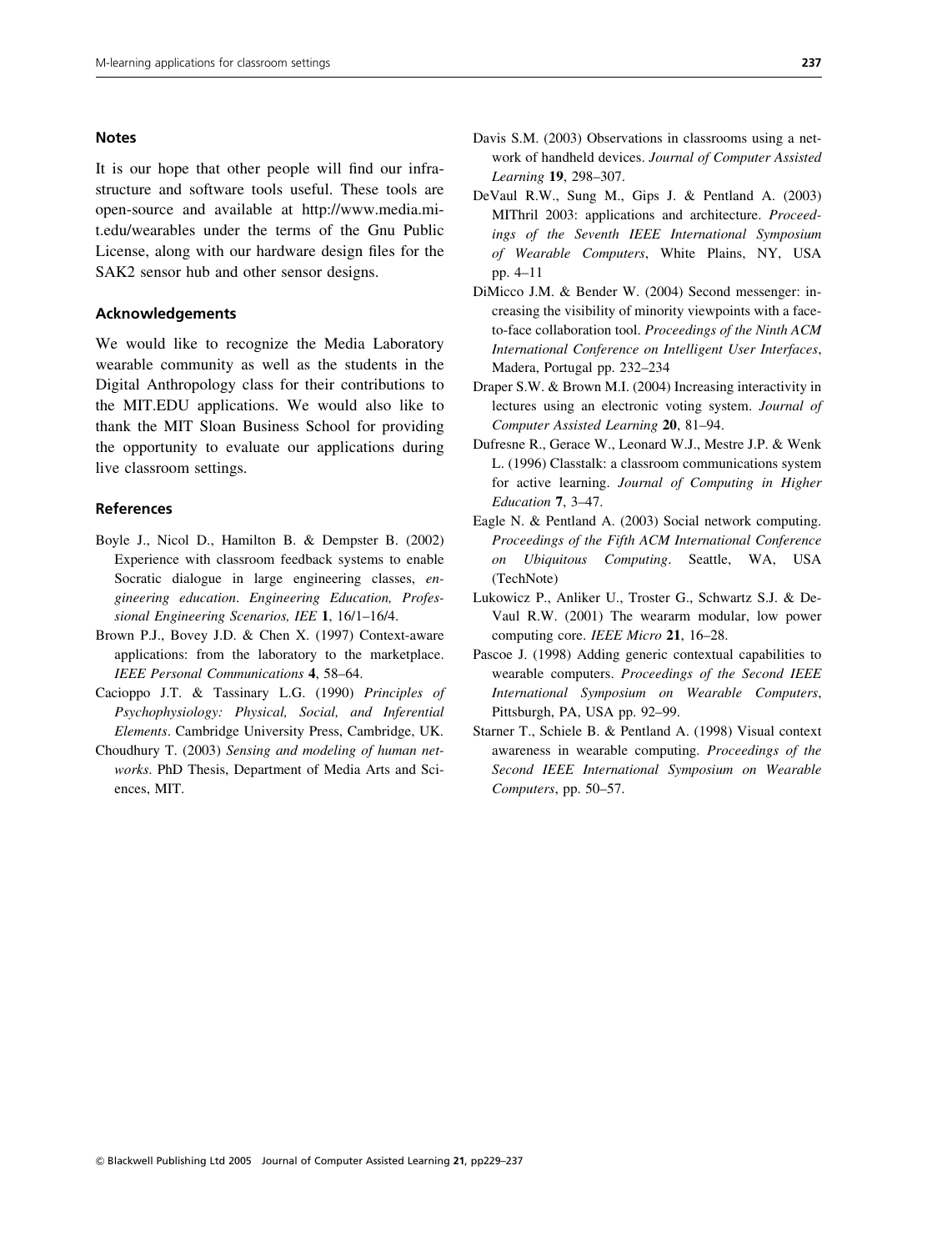## Notes

It is our hope that other people will find our infrastructure and software tools useful. These tools are open-source and available at http://www.media.mit.edu/wearables under the terms of the Gnu Public License, along with our hardware design files for the SAK2 sensor hub and other sensor designs.

## Acknowledgements

We would like to recognize the Media Laboratory wearable community as well as the students in the Digital Anthropology class for their contributions to the MIT.EDU applications. We would also like to thank the MIT Sloan Business School for providing the opportunity to evaluate our applications during live classroom settings.

## References

Boyle J., Nicol D., Hamilton B. & Dempster B. (2002) Experience with classroom feedback systems to enable Socratic dialogue in large engineering classes, *engineering education*. *Engineering Education, Professional Engineering Scenarios, IEE* **1**, 16/1–16/4.

Brown P.J., Bovey J.D. & Chen X. (1997) Context-aware applications: from the laboratory to the marketplace. *IEEE Personal Communications* **4**, 58–64.

Cacioppo J.T. & Tassinary L.G. (1990) *Principles of Psychophysiology: Physical, Social, and Inferential Elements*. Cambridge University Press, Cambridge, UK.

Choudhury T. (2003) *Sensing and modeling of human networks*. PhD Thesis, Department of Media Arts and Sciences, MIT.

Davis S.M. (2003) Observations in classrooms using a network of handheld devices. *Journal of Computer Assisted Learning* **19**, 298–307.

DeVaul R.W., Sung M., Gips J. & Pentland A. (2003) MIThril 2003: applications and architecture. *Proceedings of the Seventh IEEE International Symposium of Wearable Computers*, White Plains, NY, USA pp. 4–11

DiMicco J.M. & Bender W. (2004) Second messenger: increasing the visibility of minority viewpoints with a face-to-face collaboration tool. *Proceedings of the Ninth ACM International Conference on Intelligent User Interfaces*, Madera, Portugal pp. 232–234

Draper S.W. & Brown M.I. (2004) Increasing interactivity in lectures using an electronic voting system. *Journal of Computer Assisted Learning* **20**, 81–94.

Dufresne R., Gerace W., Leonard W.J., Mestre J.P. & Wenk L. (1996) Classtalk: a classroom communications system for active learning. *Journal of Computing in Higher Education* **7**, 3–47.

Eagle N. & Pentland A. (2003) Social network computing. *Proceedings of the Fifth ACM International Conference on Ubiquitous Computing*. Seattle, WA, USA (TechNote)

Lukowicz P., Anliker U., Troster G., Schwartz S.J. & DeVaul R.W. (2001) The weararm modular, low power computing core. *IEEE Micro* **21**, 16–28.

Pascoe J. (1998) Adding generic contextual capabilities to wearable computers. *Proceedings of the Second IEEE International Symposium on Wearable Computers*, Pittsburgh, PA, USA pp. 92–99.

Starner T., Schiele B. & Pentland A. (1998) Visual context awareness in wearable computing. *Proceedings of the Second IEEE International Symposium on Wearable Computers*, pp. 50–57.